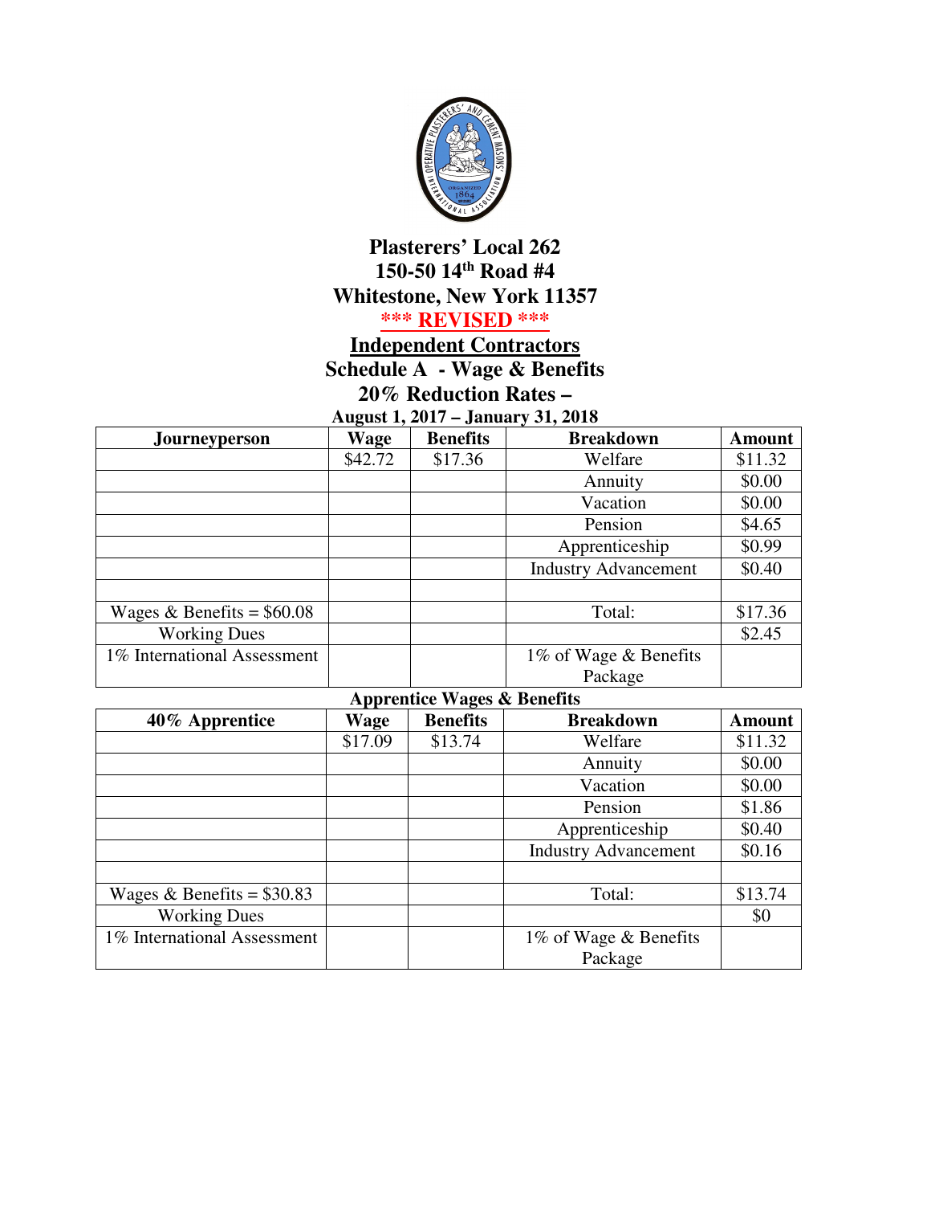# Plasterers' Local 262

**150-50 14th Road #4**

**Whitestone, New York 11357**

**\*\*\* REVISED \*\*\***

**Independent Contractors**

**Schedule A - Wage & Benefits**

**20% Reduction Rates –**

**August 1, 2017 – January 31, 2018**

| Journeyperson | Wage | Benefits | Breakdown | Amount |
|---|---|---|---|---|
| | $42.72 | $17.36 | Welfare | $11.32 |
| | | | Annuity | $0.00 |
| | | | Vacation | $0.00 |
| | | | Pension | $4.65 |
| | | | Apprenticeship | $0.99 |
| | | | Industry Advancement | $0.40 |
| | | | | |
| Wages & Benefits = $60.08 | | | Total: | $17.36 |
| Working Dues | | | | $2.45 |
| 1% International Assessment | | | 1% of Wage & Benefits Package | |

**Apprentice Wages & Benefits**

| 40% Apprentice | Wage | Benefits | Breakdown | Amount |
|---|---|---|---|---|
| | $17.09 | $13.74 | Welfare | $11.32 |
| | | | Annuity | $0.00 |
| | | | Vacation | $0.00 |
| | | | Pension | $1.86 |
| | | | Apprenticeship | $0.40 |
| | | | Industry Advancement | $0.16 |
| | | | | |
| Wages & Benefits = $30.83 | | | Total: | $13.74 |
| Working Dues | | | | $0 |
| 1% International Assessment | | | 1% of Wage & Benefits Package | |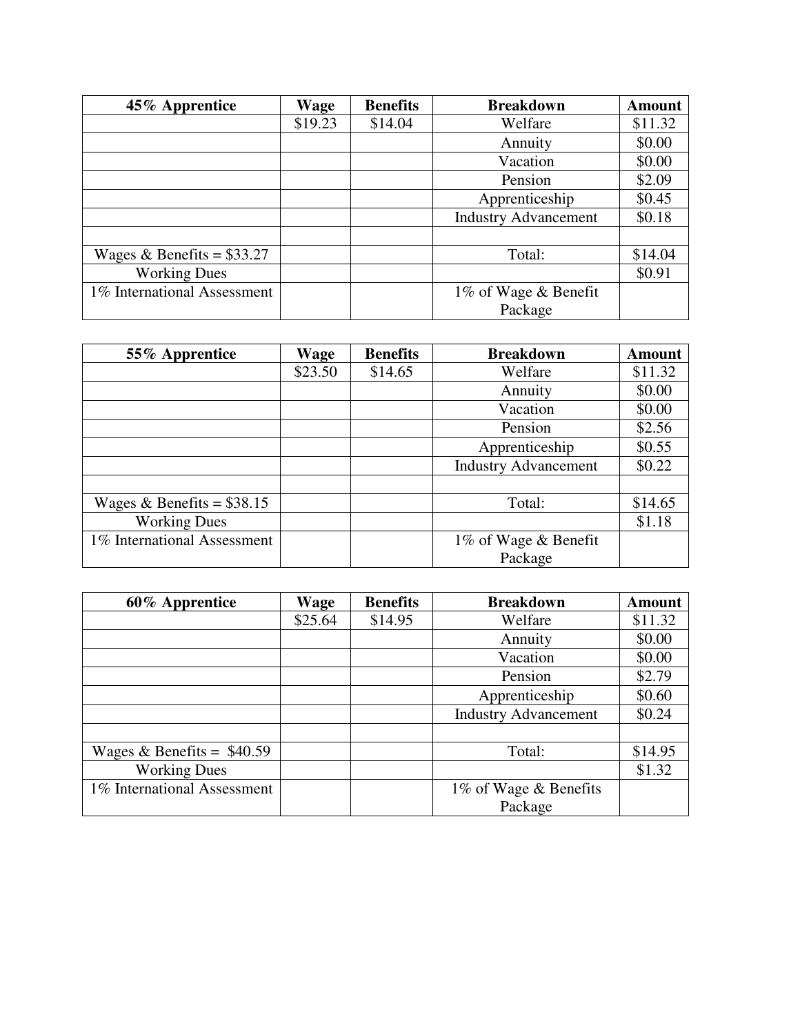| 45% Apprentice | Wage | Benefits | Breakdown | Amount |
|---|---|---|---|---|
| | $19.23 | $14.04 | Welfare | $11.32 |
| | | | Annuity | $0.00 |
| | | | Vacation | $0.00 |
| | | | Pension | $2.09 |
| | | | Apprenticeship | $0.45 |
| | | | Industry Advancement | $0.18 |
| | | | | |
| Wages & Benefits = $33.27 | | | Total: | $14.04 |
| Working Dues | | | | $0.91 |
| 1% International Assessment | | | 1% of Wage & Benefit Package | |

| 55% Apprentice | Wage | Benefits | Breakdown | Amount |
|---|---|---|---|---|
| | $23.50 | $14.65 | Welfare | $11.32 |
| | | | Annuity | $0.00 |
| | | | Vacation | $0.00 |
| | | | Pension | $2.56 |
| | | | Apprenticeship | $0.55 |
| | | | Industry Advancement | $0.22 |
| | | | | |
| Wages & Benefits = $38.15 | | | Total: | $14.65 |
| Working Dues | | | | $1.18 |
| 1% International Assessment | | | 1% of Wage & Benefit Package | |

| 60% Apprentice | Wage | Benefits | Breakdown | Amount |
|---|---|---|---|---|
| | $25.64 | $14.95 | Welfare | $11.32 |
| | | | Annuity | $0.00 |
| | | | Vacation | $0.00 |
| | | | Pension | $2.79 |
| | | | Apprenticeship | $0.60 |
| | | | Industry Advancement | $0.24 |
| | | | | |
| Wages & Benefits = $40.59 | | | Total: | $14.95 |
| Working Dues | | | | $1.32 |
| 1% International Assessment | | | 1% of Wage & Benefits Package | |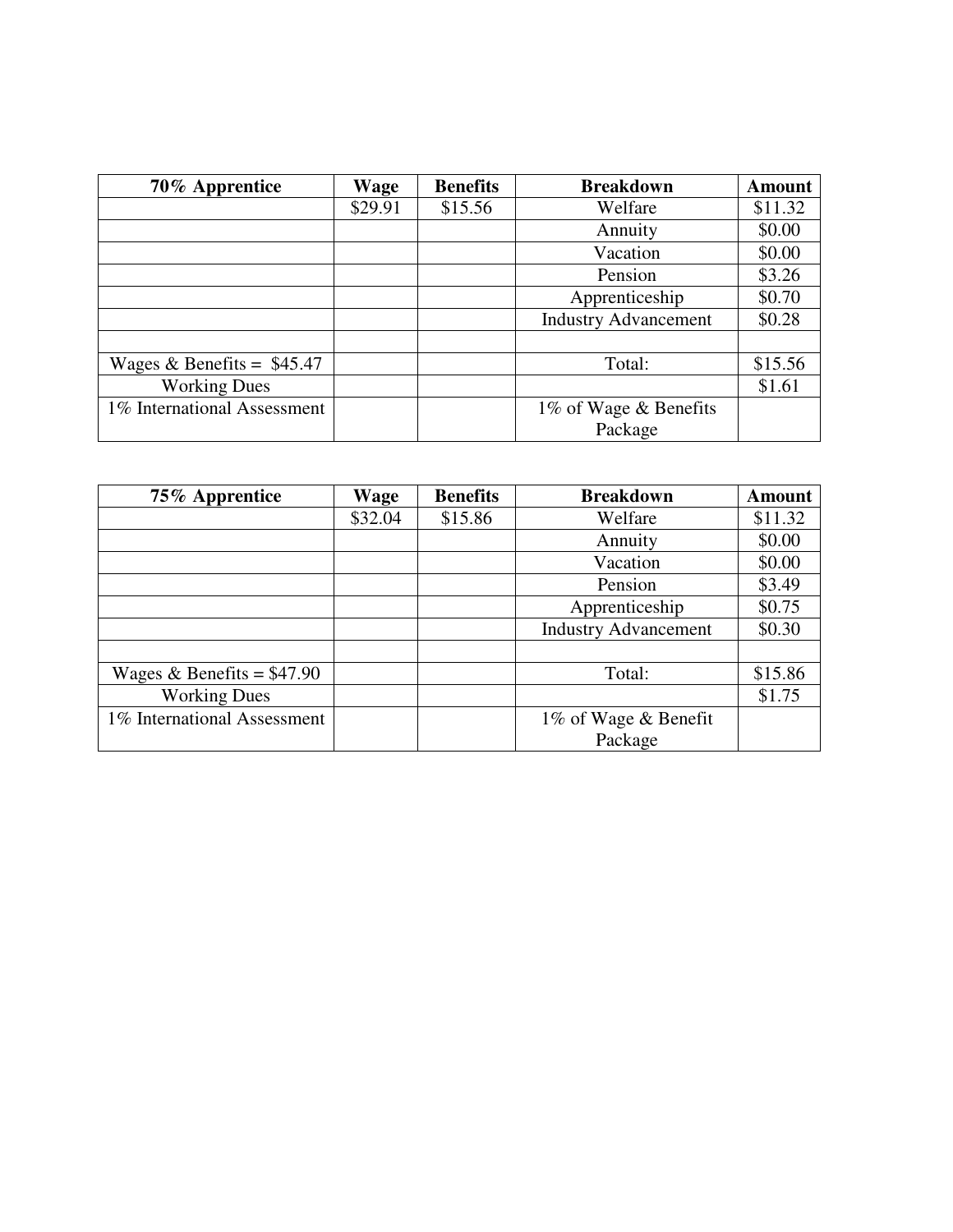| 70% Apprentice | Wage | Benefits | Breakdown | Amount |
|---|---|---|---|---|
| | $29.91 | $15.56 | Welfare | $11.32 |
| | | | Annuity | $0.00 |
| | | | Vacation | $0.00 |
| | | | Pension | $3.26 |
| | | | Apprenticeship | $0.70 |
| | | | Industry Advancement | $0.28 |
| | | | | |
| Wages & Benefits = $45.47 | | | Total: | $15.56 |
| Working Dues | | | | $1.61 |
| 1% International Assessment | | | 1% of Wage & Benefits Package | |

| 75% Apprentice | Wage | Benefits | Breakdown | Amount |
|---|---|---|---|---|
| | $32.04 | $15.86 | Welfare | $11.32 |
| | | | Annuity | $0.00 |
| | | | Vacation | $0.00 |
| | | | Pension | $3.49 |
| | | | Apprenticeship | $0.75 |
| | | | Industry Advancement | $0.30 |
| | | | | |
| Wages & Benefits = $47.90 | | | Total: | $15.86 |
| Working Dues | | | | $1.75 |
| 1% International Assessment | | | 1% of Wage & Benefit Package | |